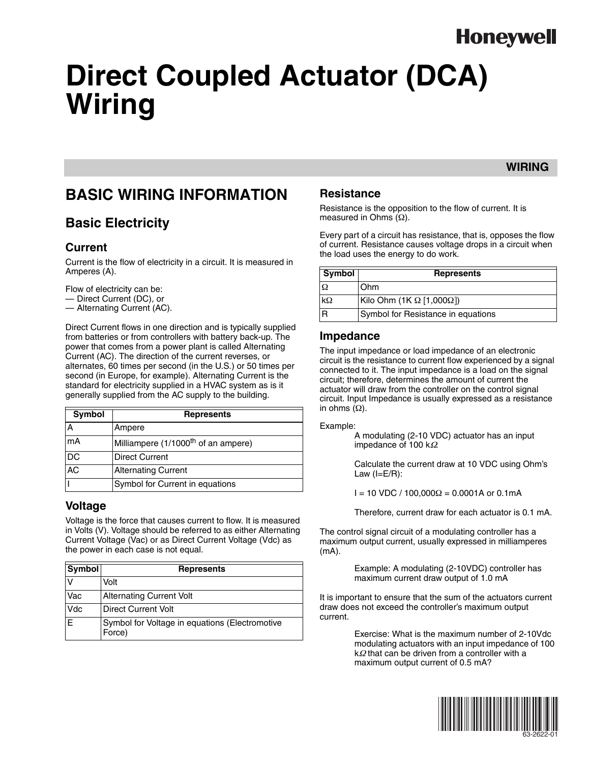Honeywell

# Direct Coupled Actuator (DCA) Wiring

WIRING

## BASIC WIRING INFORMATION

### Basic Electricity

#### Current

Current is the flow of electricity in a circuit. It is measured in Amperes (A).

Flow of electricity can be:
— Direct Current (DC), or
— Alternating Current (AC).

Direct Current flows in one direction and is typically supplied from batteries or from controllers with battery back-up. The power that comes from a power plant is called Alternating Current (AC). The direction of the current reverses, or alternates, 60 times per second (in the U.S.) or 50 times per second (in Europe, for example). Alternating Current is the standard for electricity supplied in a HVAC system as is it generally supplied from the AC supply to the building.

| Symbol | Represents |
|---|---|
| A | Ampere |
| mA | Milliampere (1/1000$^{th}$ of an ampere) |
| DC | Direct Current |
| AC | Alternating Current |
| I | Symbol for Current in equations |

#### Voltage

Voltage is the force that causes current to flow. It is measured in Volts (V). Voltage should be referred to as either Alternating Current Voltage (Vac) or as Direct Current Voltage (Vdc) as the power in each case is not equal.

| Symbol | Represents |
|---|---|
| V | Volt |
| Vac | Alternating Current Volt |
| Vdc | Direct Current Volt |
| E | Symbol for Voltage in equations (Electromotive Force) |

#### Resistance

Resistance is the opposition to the flow of current. It is measured in Ohms (Ω).

Every part of a circuit has resistance, that is, opposes the flow of current. Resistance causes voltage drops in a circuit when the load uses the energy to do work.

| Symbol | Represents |
|---|---|
| Ω | Ohm |
| kΩ | Kilo Ohm (1K Ω [1,000Ω]) |
| R | Symbol for Resistance in equations |

#### Impedance

The input impedance or load impedance of an electronic circuit is the resistance to current flow experienced by a signal connected to it. The input impedance is a load on the signal circuit; therefore, determines the amount of current the actuator will draw from the controller on the control signal circuit. Input Impedance is usually expressed as a resistance in ohms (Ω).

Example:

> A modulating (2-10 VDC) actuator has an input impedance of 100 kΩ
>
> Calculate the current draw at 10 VDC using Ohm's Law (I=E/R):
>
> I = 10 VDC / 100,000Ω = 0.0001A or 0.1mA
>
> Therefore, current draw for each actuator is 0.1 mA.

The control signal circuit of a modulating controller has a maximum output current, usually expressed in milliamperes (mA).

> Example: A modulating (2-10VDC) controller has maximum current draw output of 1.0 mA

It is important to ensure that the sum of the actuators current draw does not exceed the controller's maximum output current.

> Exercise: What is the maximum number of 2-10Vdc modulating actuators with an input impedance of 100 kΩ that can be driven from a controller with a maximum output current of 0.5 mA?

63-2622-01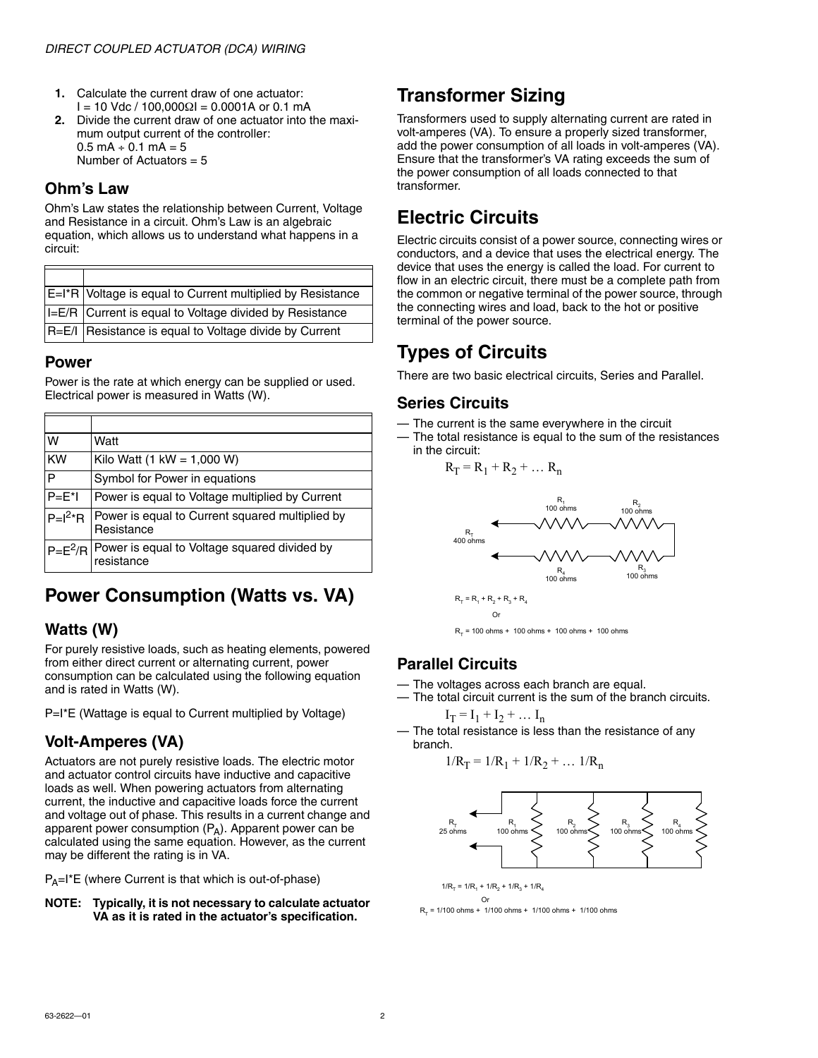1. Calculate the current draw of one actuator:
   I = 10 Vdc / 100,000ΩI = 0.0001A or 0.1 mA
2. Divide the current draw of one actuator into the maximum output current of the controller:
   0.5 mA ÷ 0.1 mA = 5
   Number of Actuators = 5

### Ohm's Law

Ohm's Law states the relationship between Current, Voltage and Resistance in a circuit. Ohm's Law is an algebraic equation, which allows us to understand what happens in a circuit:

| | |
|---|---|
| E=I*R | Voltage is equal to Current multiplied by Resistance |
| I=E/R | Current is equal to Voltage divided by Resistance |
| R=E/I | Resistance is equal to Voltage divide by Current |

### Power

Power is the rate at which energy can be supplied or used. Electrical power is measured in Watts (W).

| | |
|---|---|
| W | Watt |
| KW | Kilo Watt (1 kW = 1,000 W) |
| P | Symbol for Power in equations |
| P=E*I | Power is equal to Voltage multiplied by Current |
| $P=I^2*R$ | Power is equal to Current squared multiplied by Resistance |
| $P=E^2/R$ | Power is equal to Voltage squared divided by resistance |

## Power Consumption (Watts vs. VA)

### Watts (W)

For purely resistive loads, such as heating elements, powered from either direct current or alternating current, power consumption can be calculated using the following equation and is rated in Watts (W).

P=I*E (Wattage is equal to Current multiplied by Voltage)

### Volt-Amperes (VA)

Actuators are not purely resistive loads. The electric motor and actuator control circuits have inductive and capacitive loads as well. When powering actuators from alternating current, the inductive and capacitive loads force the current and voltage out of phase. This results in a current change and apparent power consumption ($P_A$). Apparent power can be calculated using the same equation. However, as the current may be different the rating is in VA.

$P_A$=I*E (where Current is that which is out-of-phase)

**NOTE: Typically, it is not necessary to calculate actuator VA as it is rated in the actuator's specification.**

## Transformer Sizing

Transformers used to supply alternating current are rated in volt-amperes (VA). To ensure a properly sized transformer, add the power consumption of all loads in volt-amperes (VA). Ensure that the transformer's VA rating exceeds the sum of the power consumption of all loads connected to that transformer.

## Electric Circuits

Electric circuits consist of a power source, connecting wires or conductors, and a device that uses the electrical energy. The device that uses the energy is called the load. For current to flow in an electric circuit, there must be a complete path from the common or negative terminal of the power source, through the connecting wires and load, back to the hot or positive terminal of the power source.

## Types of Circuits

There are two basic electrical circuits, Series and Parallel.

### Series Circuits

— The current is the same everywhere in the circuit
— The total resistance is equal to the sum of the resistances in the circuit:

$$R_T = R_1 + R_2 + \ldots R_n$$

$R_1$ 100 ohms, $R_2$ 100 ohms, $R_3$ 100 ohms, $R_4$ 100 ohms, $R_T$ 400 ohms

$R_T = R_1 + R_2 + R_3 + R_4$

Or

$R_T$ = 100 ohms + 100 ohms + 100 ohms + 100 ohms

### Parallel Circuits

— The voltages across each branch are equal.
— The total circuit current is the sum of the branch circuits.

$$I_T = I_1 + I_2 + \ldots I_n$$

— The total resistance is less than the resistance of any branch.

$$1/R_T = 1/R_1 + 1/R_2 + \ldots 1/R_n$$

$R_T$ 25 ohms, $R_1$ 100 ohms, $R_2$ 100 ohms, $R_3$ 100 ohms, $R_4$ 100 ohms

$1/R_T = 1/R_1 + 1/R_2 + 1/R_3 + 1/R_4$

Or

$R_T$ = 1/100 ohms + 1/100 ohms + 1/100 ohms + 1/100 ohms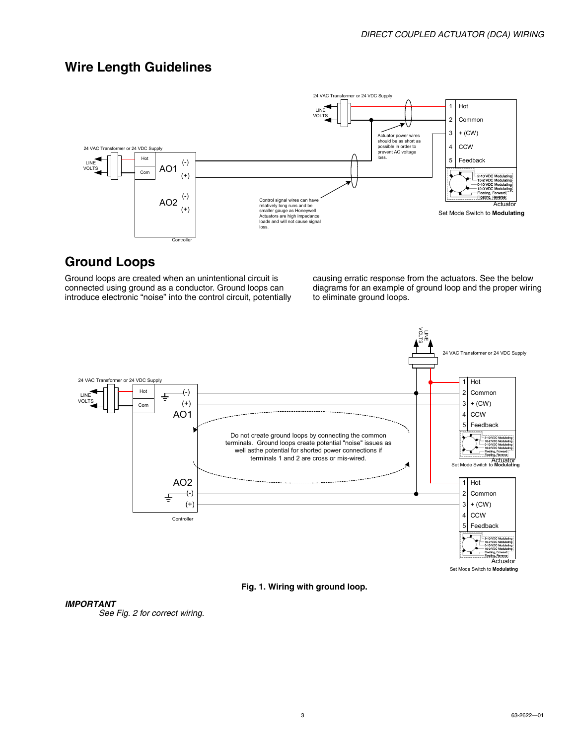## Wire Length Guidelines

24 VAC Transformer or 24 VDC Supply

LINE VOLTS

1 Hot
2 Common
3 + (CW)
4 CCW
5 Feedback

Actuator power wires should be as short as possible in order to prevent AC voltage loss.

24 VAC Transformer or 24 VDC Supply

LINE VOLTS

Hot
Com

AO1 (-) (+)

AO2 (-) (+)

Controller

Control signal wires can have relatively long runs and be smaller gauge as Honeywell Actuators are high impedance loads and will not cause signal loss.

2-10 VDC Modulating
10-2 VDC Modulating
0-10 VDC Modulating
10-0 VDC Modulating
Floating, Forward
Floating, Reverse

Actuator

Set Mode Switch to **Modulating**

## Ground Loops

Ground loops are created when an unintentional circuit is connected using ground as a conductor. Ground loops can introduce electronic “noise” into the control circuit, potentially causing erratic response from the actuators. See the below diagrams for an example of ground loop and the proper wiring to eliminate ground loops.

LINE VOLTS

24 VAC Transformer or 24 VDC Supply

24 VAC Transformer or 24 VDC Supply

LINE VOLTS

Hot
Com

AO1 (-) (+)

1 Hot
2 Common
3 + (CW)
4 CCW
5 Feedback

Do not create ground loops by connecting the common terminals. Ground loops create potential "noise" issues as well asthe potential for shorted power connections if terminals 1 and 2 are cross or mis-wired.

Actuator

Set Mode Switch to **Modulating**

AO2 (-) (+)

Controller

1 Hot
2 Common
3 + (CW)
4 CCW
5 Feedback

Actuator

Set Mode Switch to **Modulating**

**Fig. 1. Wiring with ground loop.**

***IMPORTANT***

*See Fig. 2 for correct wiring.*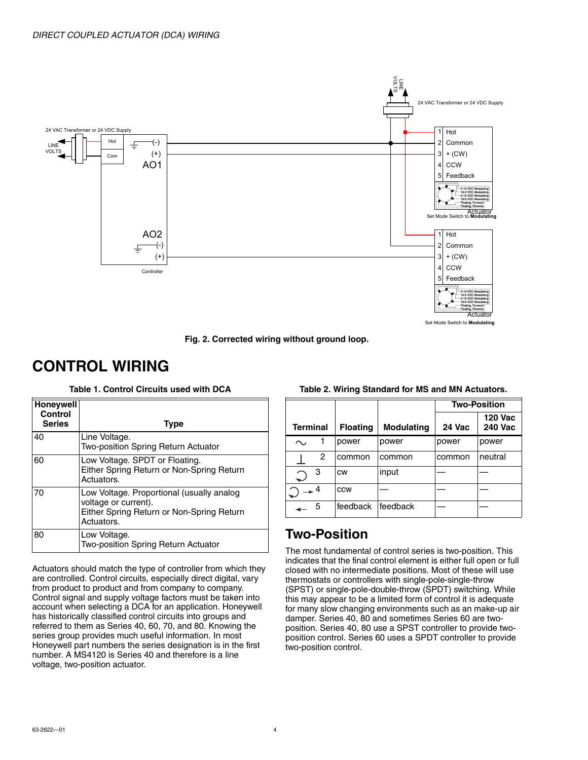*DIRECT COUPLED ACTUATOR (DCA) WIRING*

**Fig. 2. Corrected wiring without ground loop.**

# CONTROL WIRING

**Table 1. Control Circuits used with DCA**

| Honeywell Control Series | Type |
|---|---|
| 40 | Line Voltage. Two-position Spring Return Actuator |
| 60 | Low Voltage. SPDT or Floating. Either Spring Return or Non-Spring Return Actuators. |
| 70 | Low Voltage. Proportional (usually analog voltage or current). Either Spring Return or Non-Spring Return Actuators. |
| 80 | Low Voltage. Two-position Spring Return Actuator |

Actuators should match the type of controller from which they are controlled. Control circuits, especially direct digital, vary from product to product and from company to company. Control signal and supply voltage factors must be taken into account when selecting a DCA for an application. Honeywell has historically classified control circuits into groups and referred to them as Series 40, 60, 70, and 80. Knowing the series group provides much useful information. In most Honeywell part numbers the series designation is in the first number. A MS4120 is Series 40 and therefore is a line voltage, two-position actuator.

**Table 2. Wiring Standard for MS and MN Actuators.**

| Terminal | Floating | Modulating | Two-Position | |
|---|---|---|---|---|
| | | | 24 Vac | 120 Vac 240 Vac |
| 1 | power | power | power | power |
| 2 | common | common | common | neutral |
| 3 | cw | input | — | — |
| 4 | ccw | — | — | — |
| 5 | feedback | feedback | — | — |

## Two-Position

The most fundamental of control series is two-position. This indicates that the final control element is either full open or full closed with no intermediate positions. Most of these will use thermostats or controllers with single-pole-single-throw (SPST) or single-pole-double-throw (SPDT) switching. While this may appear to be a limited form of control it is adequate for many slow changing environments such as an make-up air damper. Series 40, 80 and sometimes Series 60 are two-position. Series 40, 80 use a SPST controller to provide two-position control. Series 60 uses a SPDT controller to provide two-position control.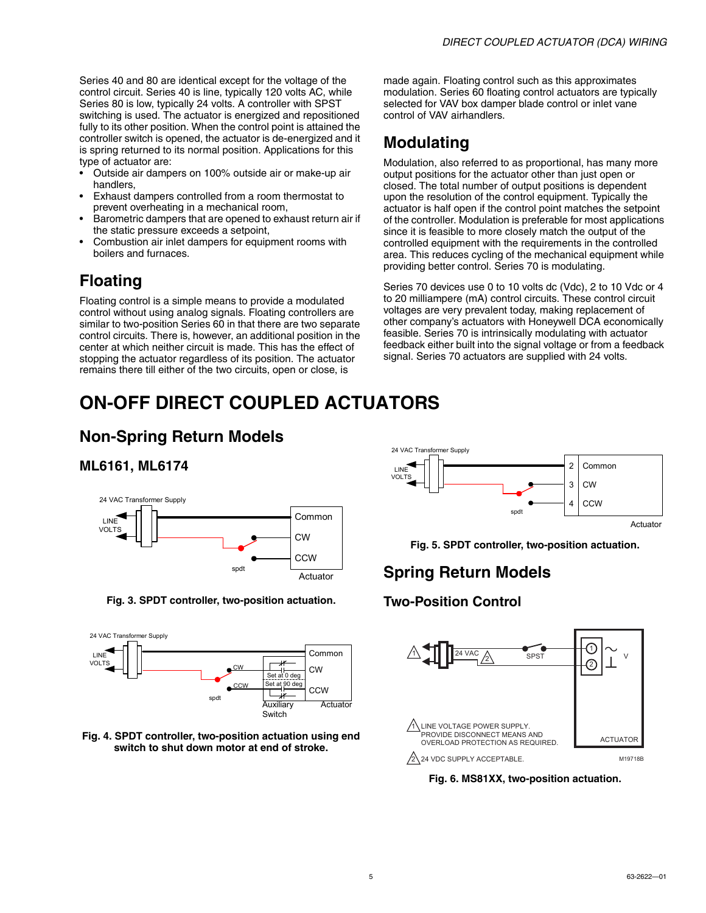Series 40 and 80 are identical except for the voltage of the control circuit. Series 40 is line, typically 120 volts AC, while Series 80 is low, typically 24 volts. A controller with SPST switching is used. The actuator is energized and repositioned fully to its other position. When the control point is attained the controller switch is opened, the actuator is de-energized and it is spring returned to its normal position. Applications for this type of actuator are:

- Outside air dampers on 100% outside air or make-up air handlers,
- Exhaust dampers controlled from a room thermostat to prevent overheating in a mechanical room,
- Barometric dampers that are opened to exhaust return air if the static pressure exceeds a setpoint,
- Combustion air inlet dampers for equipment rooms with boilers and furnaces.

## Floating

Floating control is a simple means to provide a modulated control without using analog signals. Floating controllers are similar to two-position Series 60 in that there are two separate control circuits. There is, however, an additional position in the center at which neither circuit is made. This has the effect of stopping the actuator regardless of its position. The actuator remains there till either of the two circuits, open or close, is made again. Floating control such as this approximates modulation. Series 60 floating control actuators are typically selected for VAV box damper blade control or inlet vane control of VAV airhandlers.

## Modulating

Modulation, also referred to as proportional, has many more output positions for the actuator other than just open or closed. The total number of output positions is dependent upon the resolution of the control equipment. Typically the actuator is half open if the control point matches the setpoint of the controller. Modulation is preferable for most applications since it is feasible to more closely match the output of the controlled equipment with the requirements in the controlled area. This reduces cycling of the mechanical equipment while providing better control. Series 70 is modulating.

Series 70 devices use 0 to 10 volts dc (Vdc), 2 to 10 Vdc or 4 to 20 milliampere (mA) control circuits. These control circuit voltages are very prevalent today, making replacement of other company's actuators with Honeywell DCA economically feasible. Series 70 is intrinsically modulating with actuator feedback either built into the signal voltage or from a feedback signal. Series 70 actuators are supplied with 24 volts.

# ON-OFF DIRECT COUPLED ACTUATORS

## Non-Spring Return Models

### ML6161, ML6174

24 VAC Transformer Supply
LINE VOLTS
spdt
Common
CW
CCW
Actuator

Fig. 3. SPDT controller, two-position actuation.

24 VAC Transformer Supply
LINE VOLTS
spdt
CW
CCW
Set at 0 deg
Set at 90 deg
Auxiliary Switch
Common
CW
CCW
Actuator

Fig. 4. SPDT controller, two-position actuation using end switch to shut down motor at end of stroke.

24 VAC Transformer Supply
LINE VOLTS
spdt
2 Common
3 CW
4 CCW
Actuator

Fig. 5. SPDT controller, two-position actuation.

## Spring Return Models

### Two-Position Control

24 VAC
SPST
1 ~ V
2 ⊥
ACTUATOR

1 LINE VOLTAGE POWER SUPPLY. PROVIDE DISCONNECT MEANS AND OVERLOAD PROTECTION AS REQUIRED.

2 24 VDC SUPPLY ACCEPTABLE.

M19718B

Fig. 6. MS81XX, two-position actuation.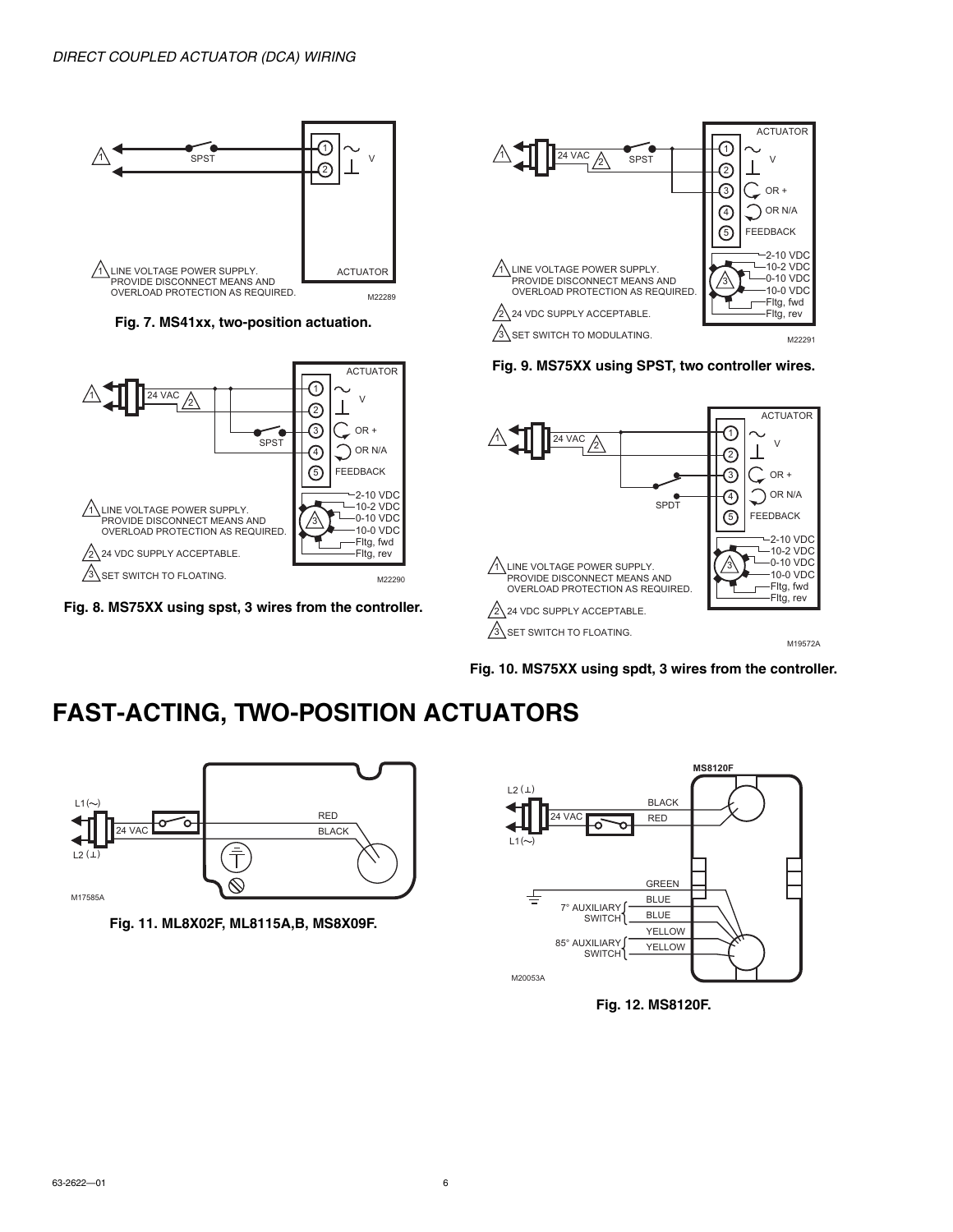*DIRECT COUPLED ACTUATOR (DCA) WIRING*

1 LINE VOLTAGE POWER SUPPLY. PROVIDE DISCONNECT MEANS AND OVERLOAD PROTECTION AS REQUIRED.

**Fig. 7. MS41xx, two-position actuation.**

1 LINE VOLTAGE POWER SUPPLY. PROVIDE DISCONNECT MEANS AND OVERLOAD PROTECTION AS REQUIRED.

2 24 VDC SUPPLY ACCEPTABLE.

3 SET SWITCH TO FLOATING.

**Fig. 8. MS75XX using spst, 3 wires from the controller.**

1 LINE VOLTAGE POWER SUPPLY. PROVIDE DISCONNECT MEANS AND OVERLOAD PROTECTION AS REQUIRED.

2 24 VDC SUPPLY ACCEPTABLE.

3 SET SWITCH TO MODULATING.

**Fig. 9. MS75XX using SPST, two controller wires.**

1 LINE VOLTAGE POWER SUPPLY. PROVIDE DISCONNECT MEANS AND OVERLOAD PROTECTION AS REQUIRED.

2 24 VDC SUPPLY ACCEPTABLE.

3 SET SWITCH TO FLOATING.

**Fig. 10. MS75XX using spdt, 3 wires from the controller.**

# FAST-ACTING, TWO-POSITION ACTUATORS

**Fig. 11. ML8X02F, ML8115A,B, MS8X09F.**

**Fig. 12. MS8120F.**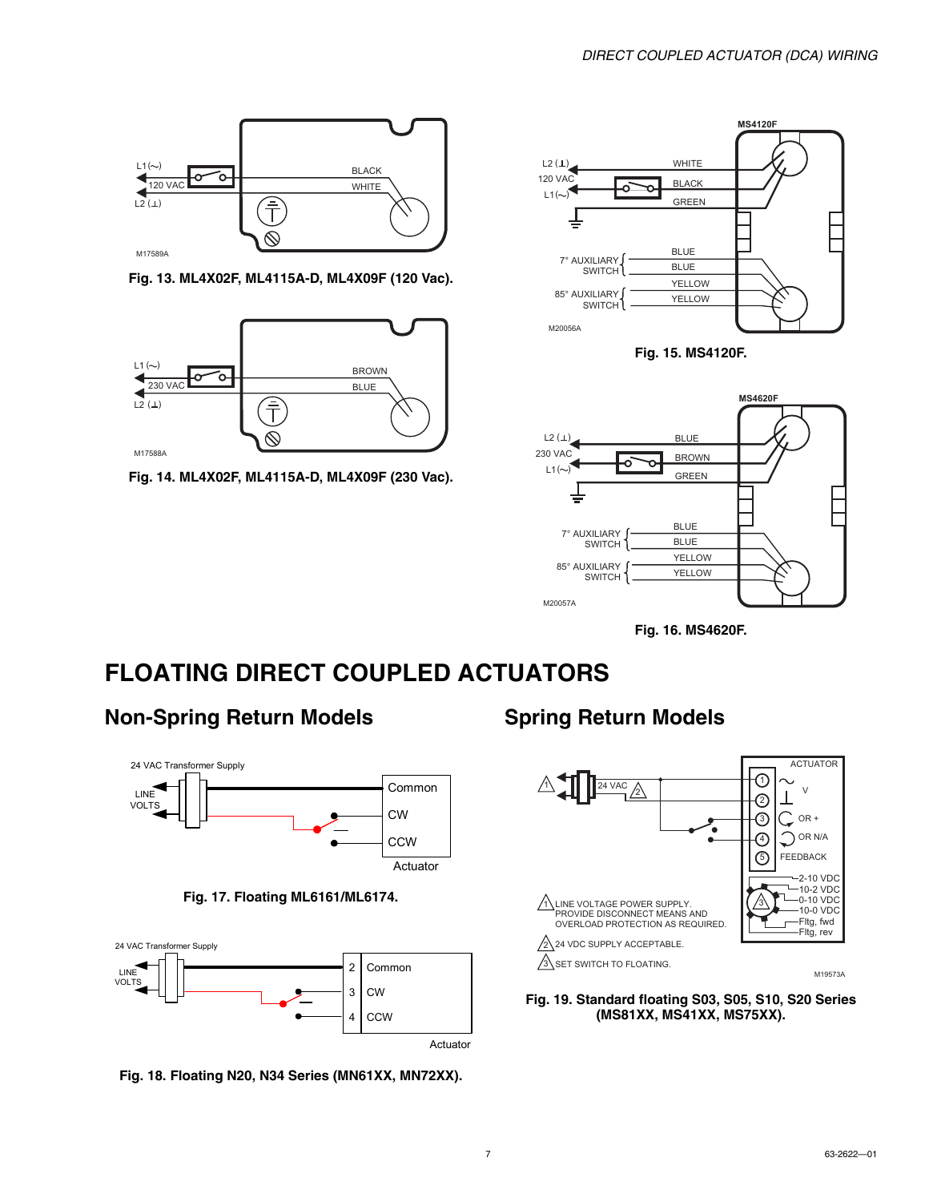Fig. 13. ML4X02F, ML4115A-D, ML4X09F (120 Vac).

Fig. 14. ML4X02F, ML4115A-D, ML4X09F (230 Vac).

Fig. 15. MS4120F.

Fig. 16. MS4620F.

# FLOATING DIRECT COUPLED ACTUATORS

## Non-Spring Return Models

Fig. 17. Floating ML6161/ML6174.

Fig. 18. Floating N20, N34 Series (MN61XX, MN72XX).

## Spring Return Models

Fig. 19. Standard floating S03, S05, S10, S20 Series (MS81XX, MS41XX, MS75XX).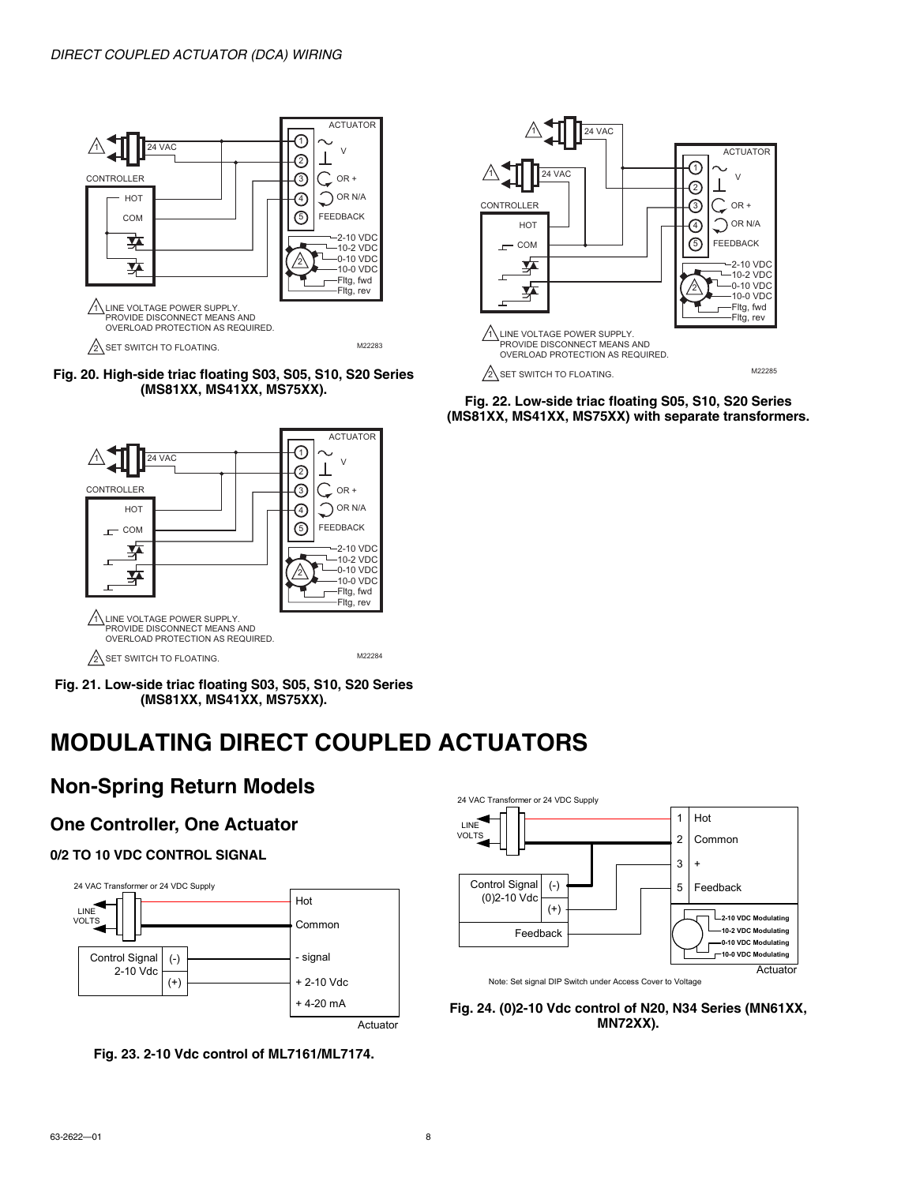## Non-Spring Return Models

### One Controller, One Actuator

#### 0/2 TO 10 VDC CONTROL SIGNAL

**Fig. 20. High-side triac floating S03, S05, S10, S20 Series (MS81XX, MS41XX, MS75XX).**

**Fig. 21. Low-side triac floating S03, S05, S10, S20 Series (MS81XX, MS41XX, MS75XX).**

**Fig. 22. Low-side triac floating S05, S10, S20 Series (MS81XX, MS41XX, MS75XX) with separate transformers.**

# MODULATING DIRECT COUPLED ACTUATORS

**Fig. 23. 2-10 Vdc control of ML7161/ML7174.**

Note: Set signal DIP Switch under Access Cover to Voltage

**Fig. 24. (0)2-10 Vdc control of N20, N34 Series (MN61XX, MN72XX).**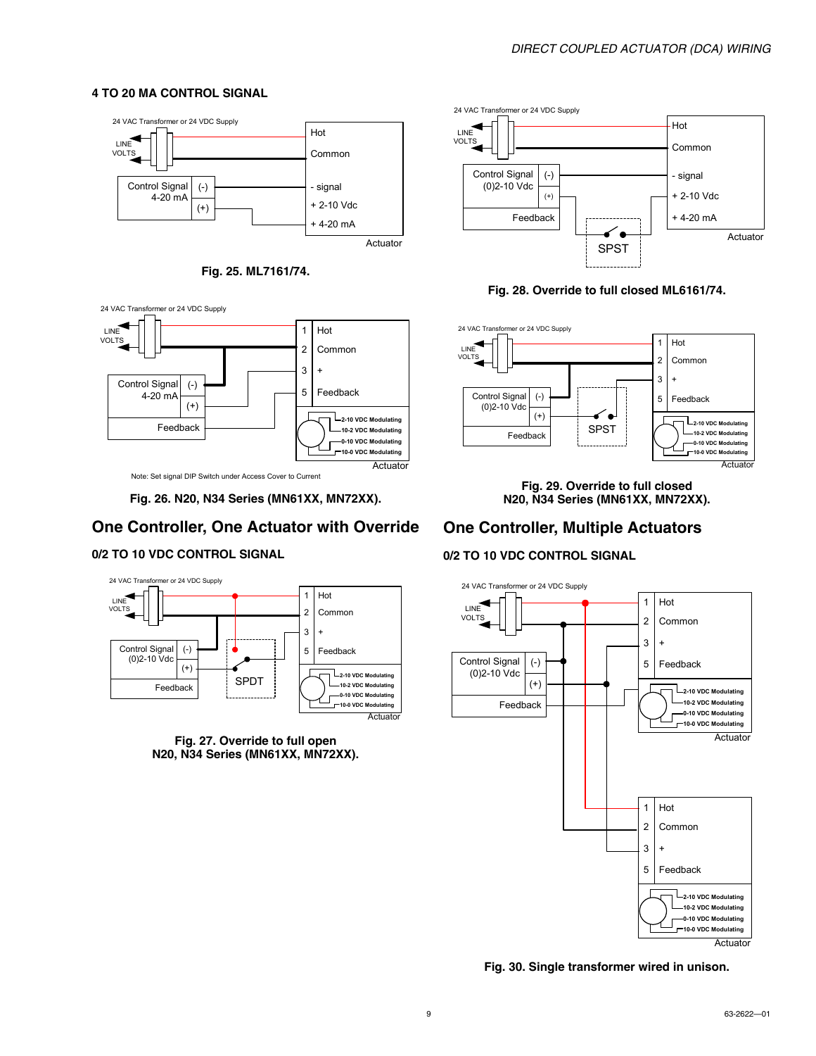## 4 TO 20 MA CONTROL SIGNAL

24 VAC Transformer or 24 VDC Supply

LINE VOLTS

Hot

Common

Control Signal 4-20 mA (-) (+)

- signal

+ 2-10 Vdc

+ 4-20 mA

Actuator

Fig. 25. ML7161/74.

24 VAC Transformer or 24 VDC Supply

LINE VOLTS

1 Hot
2 Common
3 +
5 Feedback

Control Signal 4-20 mA (-) (+)

Feedback

2-10 VDC Modulating
10-2 VDC Modulating
0-10 VDC Modulating
10-0 VDC Modulating

Actuator

Note: Set signal DIP Switch under Access Cover to Current

Fig. 26. N20, N34 Series (MN61XX, MN72XX).

24 VAC Transformer or 24 VDC Supply

LINE VOLTS

Hot

Common

Control Signal (0)2-10 Vdc (-) (+)

- signal

+ 2-10 Vdc

+ 4-20 mA

Feedback

SPST

Actuator

Fig. 28. Override to full closed ML6161/74.

24 VAC Transformer or 24 VDC Supply

LINE VOLTS

1 Hot
2 Common
3 +
5 Feedback

Control Signal (0)2-10 Vdc (-) (+)

Feedback

SPST

2-10 VDC Modulating
10-2 VDC Modulating
0-10 VDC Modulating
10-0 VDC Modulating

Actuator

Fig. 29. Override to full closed N20, N34 Series (MN61XX, MN72XX).

## One Controller, One Actuator with Override

### 0/2 TO 10 VDC CONTROL SIGNAL

24 VAC Transformer or 24 VDC Supply

LINE VOLTS

1 Hot
2 Common
3 +
5 Feedback

Control Signal (0)2-10 Vdc (-) (+)

Feedback

SPDT

2-10 VDC Modulating
10-2 VDC Modulating
0-10 VDC Modulating
10-0 VDC Modulating

Actuator

Fig. 27. Override to full open N20, N34 Series (MN61XX, MN72XX).

## One Controller, Multiple Actuators

### 0/2 TO 10 VDC CONTROL SIGNAL

24 VAC Transformer or 24 VDC Supply

LINE VOLTS

Control Signal (0)2-10 Vdc (-) (+)

Feedback

1 Hot
2 Common
3 +
5 Feedback

2-10 VDC Modulating
10-2 VDC Modulating
0-10 VDC Modulating
10-0 VDC Modulating

Actuator

1 Hot
2 Common
3 +
5 Feedback

2-10 VDC Modulating
10-2 VDC Modulating
0-10 VDC Modulating
10-0 VDC Modulating

Actuator

Fig. 30. Single transformer wired in unison.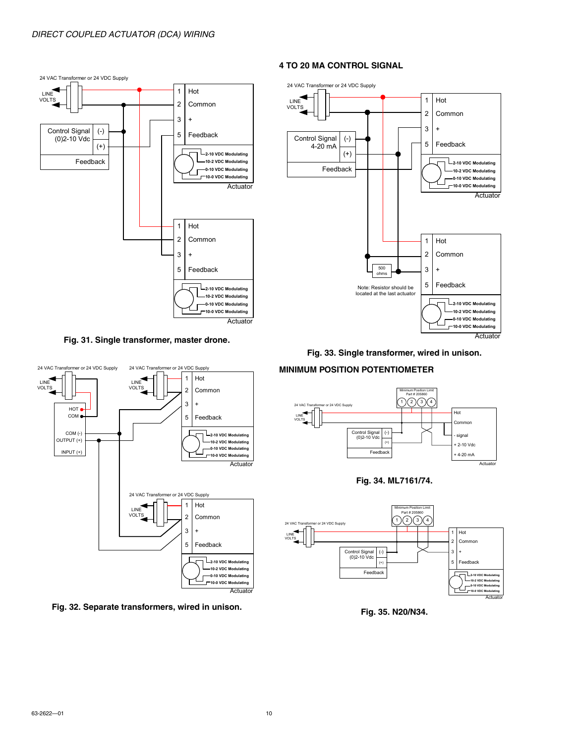*DIRECT COUPLED ACTUATOR (DCA) WIRING*

Fig. 31. Single transformer, master drone.

Fig. 32. Separate transformers, wired in unison.

## 4 TO 20 MA CONTROL SIGNAL

Note: Resistor should be located at the last actuator

Fig. 33. Single transformer, wired in unison.

## MINIMUM POSITION POTENTIOMETER

Fig. 34. ML7161/74.

Fig. 35. N20/N34.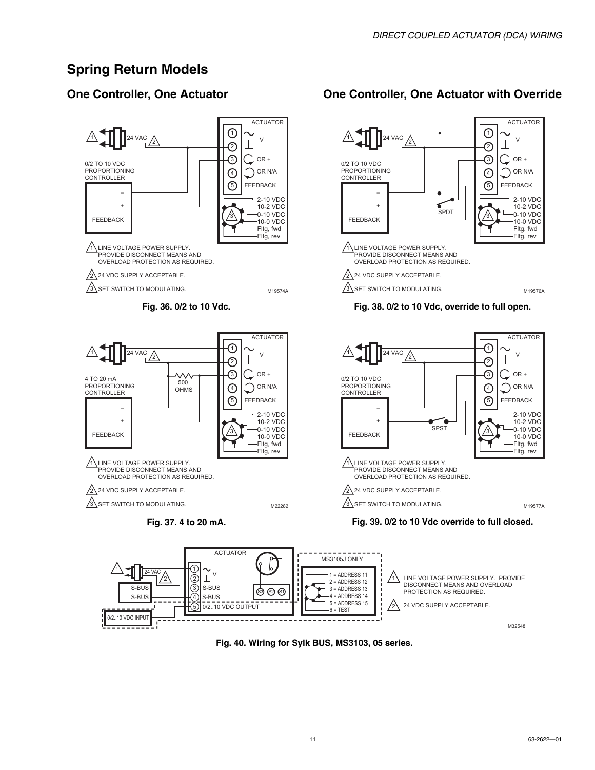## Spring Return Models

### One Controller, One Actuator

1 LINE VOLTAGE POWER SUPPLY. PROVIDE DISCONNECT MEANS AND OVERLOAD PROTECTION AS REQUIRED.

2 24 VDC SUPPLY ACCEPTABLE.

3 SET SWITCH TO MODULATING.

M19574A

**Fig. 36. 0/2 to 10 Vdc.**

1 LINE VOLTAGE POWER SUPPLY. PROVIDE DISCONNECT MEANS AND OVERLOAD PROTECTION AS REQUIRED.

2 24 VDC SUPPLY ACCEPTABLE.

3 SET SWITCH TO MODULATING.

M22282

**Fig. 37. 4 to 20 mA.**

### One Controller, One Actuator with Override

1 LINE VOLTAGE POWER SUPPLY. PROVIDE DISCONNECT MEANS AND OVERLOAD PROTECTION AS REQUIRED.

2 24 VDC SUPPLY ACCEPTABLE.

3 SET SWITCH TO MODULATING.

M19576A

**Fig. 38. 0/2 to 10 Vdc, override to full open.**

1 LINE VOLTAGE POWER SUPPLY. PROVIDE DISCONNECT MEANS AND OVERLOAD PROTECTION AS REQUIRED.

2 24 VDC SUPPLY ACCEPTABLE.

3 SET SWITCH TO MODULATING.

M19577A

**Fig. 39. 0/2 to 10 Vdc override to full closed.**

1 LINE VOLTAGE POWER SUPPLY. PROVIDE DISCONNECT MEANS AND OVERLOAD PROTECTION AS REQUIRED.

2 24 VDC SUPPLY ACCEPTABLE.

M32548

**Fig. 40. Wiring for Sylk BUS, MS3103, 05 series.**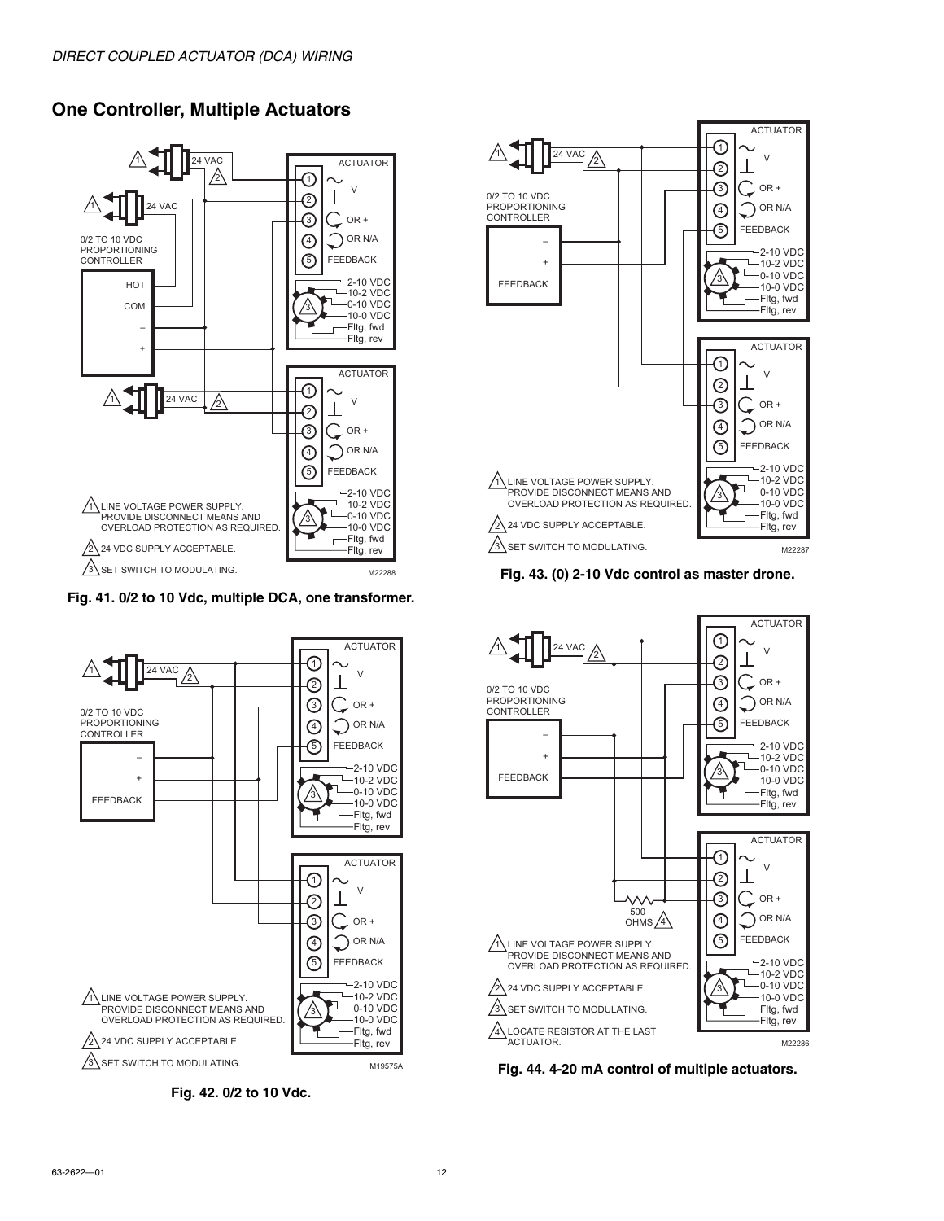## One Controller, Multiple Actuators

1 24 VAC 2

1 24 VAC

0/2 TO 10 VDC PROPORTIONING CONTROLLER

HOT
COM
–
+

1 24 VAC 2

ACTUATOR
1 ~ V
2 ⊥
3 OR +
4 OR N/A
5 FEEDBACK
3
2-10 VDC
10-2 VDC
0-10 VDC
10-0 VDC
Fltg, fwd
Fltg, rev

ACTUATOR
1 ~ V
2 ⊥
3 OR +
4 OR N/A
5 FEEDBACK
3
2-10 VDC
10-2 VDC
0-10 VDC
10-0 VDC
Fltg, fwd
Fltg, rev

1 LINE VOLTAGE POWER SUPPLY. PROVIDE DISCONNECT MEANS AND OVERLOAD PROTECTION AS REQUIRED.

2 24 VDC SUPPLY ACCEPTABLE.

3 SET SWITCH TO MODULATING.

M22288

**Fig. 41. 0/2 to 10 Vdc, multiple DCA, one transformer.**

1 24 VAC 2

0/2 TO 10 VDC PROPORTIONING CONTROLLER

–
+
FEEDBACK

ACTUATOR
1 ~ V
2 ⊥
3 OR +
4 OR N/A
5 FEEDBACK
3
2-10 VDC
10-2 VDC
0-10 VDC
10-0 VDC
Fltg, fwd
Fltg, rev

ACTUATOR
1 ~ V
2 ⊥
3 OR +
4 OR N/A
5 FEEDBACK
3
2-10 VDC
10-2 VDC
0-10 VDC
10-0 VDC
Fltg, fwd
Fltg, rev

1 LINE VOLTAGE POWER SUPPLY. PROVIDE DISCONNECT MEANS AND OVERLOAD PROTECTION AS REQUIRED.

2 24 VDC SUPPLY ACCEPTABLE.

3 SET SWITCH TO MODULATING.

M19575A

**Fig. 42. 0/2 to 10 Vdc.**

1 24 VAC 2

0/2 TO 10 VDC PROPORTIONING CONTROLLER

–
+
FEEDBACK

ACTUATOR
1 ~ V
2 ⊥
3 OR +
4 OR N/A
5 FEEDBACK
3
2-10 VDC
10-2 VDC
0-10 VDC
10-0 VDC
Fltg, fwd
Fltg, rev

ACTUATOR
1 ~ V
2 ⊥
3 OR +
4 OR N/A
5 FEEDBACK
3
2-10 VDC
10-2 VDC
0-10 VDC
10-0 VDC
Fltg, fwd
Fltg, rev

1 LINE VOLTAGE POWER SUPPLY. PROVIDE DISCONNECT MEANS AND OVERLOAD PROTECTION AS REQUIRED.

2 24 VDC SUPPLY ACCEPTABLE.

3 SET SWITCH TO MODULATING.

M22287

**Fig. 43. (0) 2-10 Vdc control as master drone.**

1 24 VAC 2

0/2 TO 10 VDC PROPORTIONING CONTROLLER

–
+
FEEDBACK

ACTUATOR
1 ~ V
2 ⊥
3 OR +
4 OR N/A
5 FEEDBACK
3
2-10 VDC
10-2 VDC
0-10 VDC
10-0 VDC
Fltg, fwd
Fltg, rev

ACTUATOR
1 ~ V
2 ⊥
3 OR +
4 OR N/A
5 FEEDBACK
3
2-10 VDC
10-2 VDC
0-10 VDC
10-0 VDC
Fltg, fwd
Fltg, rev

500 OHMS 4

1 LINE VOLTAGE POWER SUPPLY. PROVIDE DISCONNECT MEANS AND OVERLOAD PROTECTION AS REQUIRED.

2 24 VDC SUPPLY ACCEPTABLE.

3 SET SWITCH TO MODULATING.

4 LOCATE RESISTOR AT THE LAST ACTUATOR.

M22286

**Fig. 44. 4-20 mA control of multiple actuators.**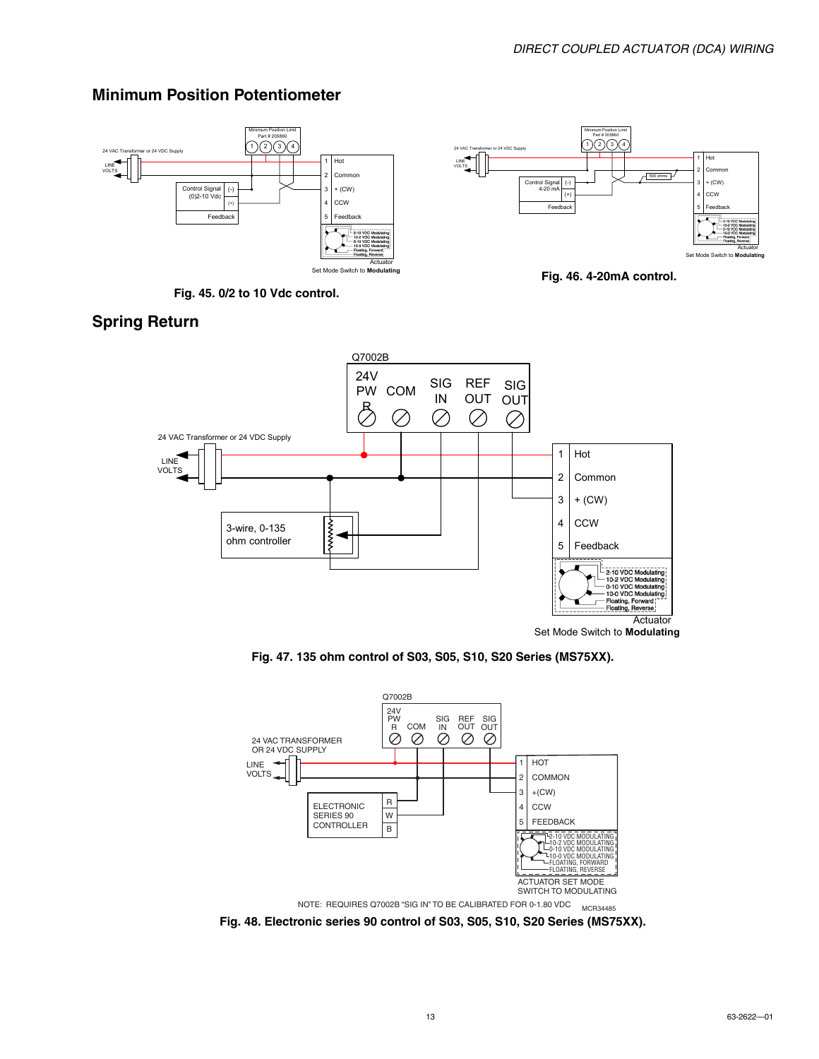## Minimum Position Potentiometer

Fig. 45. 0/2 to 10 Vdc control.

Fig. 46. 4-20mA control.

## Spring Return

Fig. 47. 135 ohm control of S03, S05, S10, S20 Series (MS75XX).

NOTE: REQUIRES Q7002B "SIG IN" TO BE CALIBRATED FOR 0-1.80 VDC

Fig. 48. Electronic series 90 control of S03, S05, S10, S20 Series (MS75XX).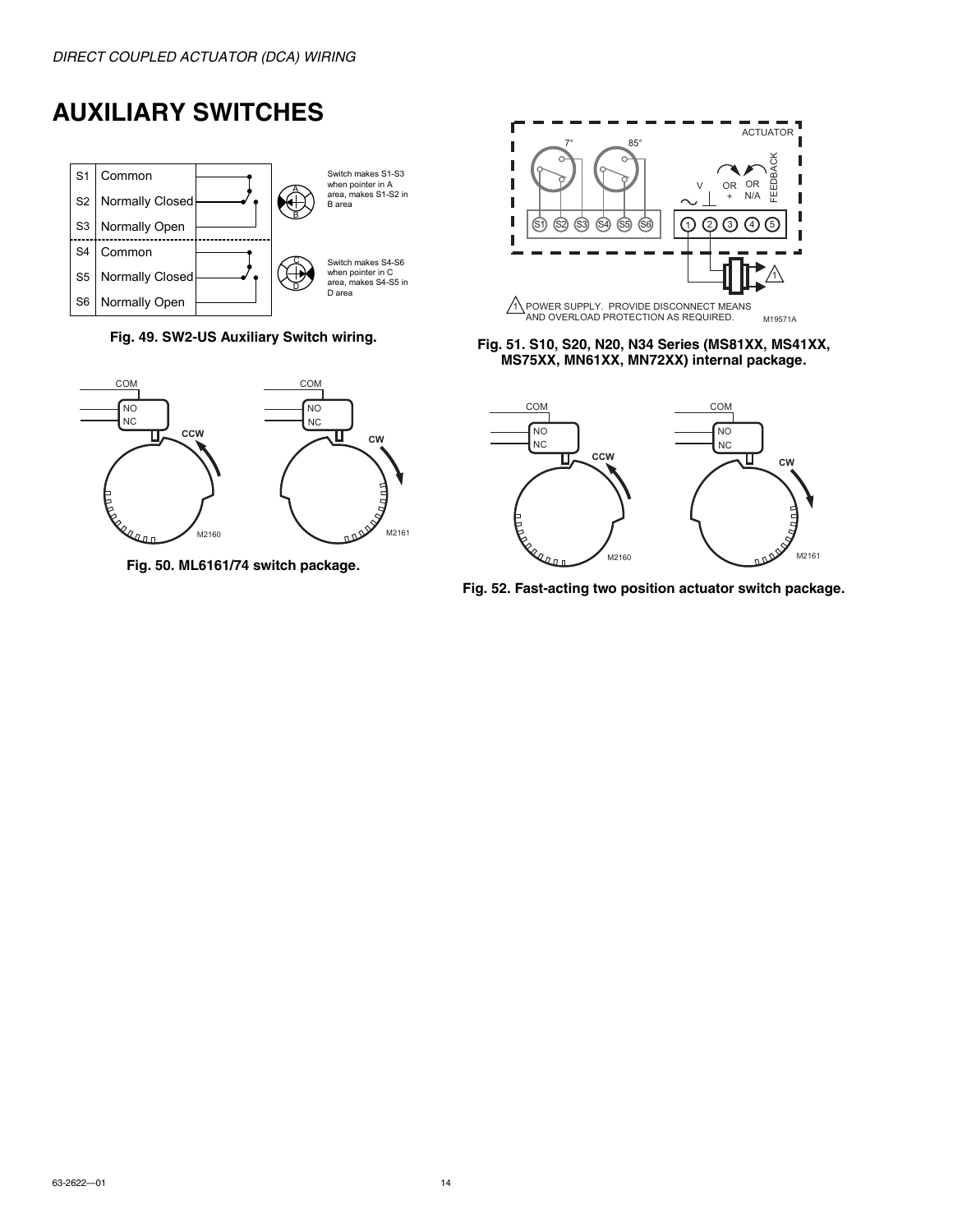# AUXILIARY SWITCHES

| | |
|---|---|
| S1 | Common |
| S2 | Normally Closed |
| S3 | Normally Open |
| S4 | Common |
| S5 | Normally Closed |
| S6 | Normally Open |

Switch makes S1-S3 when pointer in A area, makes S1-S2 in B area

Switch makes S4-S6 when pointer in C area, makes S4-S5 in D area

**Fig. 49. SW2-US Auxiliary Switch wiring.**

**Fig. 50. ML6161/74 switch package.**

1 POWER SUPPLY. PROVIDE DISCONNECT MEANS AND OVERLOAD PROTECTION AS REQUIRED.

**Fig. 51. S10, S20, N20, N34 Series (MS81XX, MS41XX, MS75XX, MN61XX, MN72XX) internal package.**

**Fig. 52. Fast-acting two position actuator switch package.**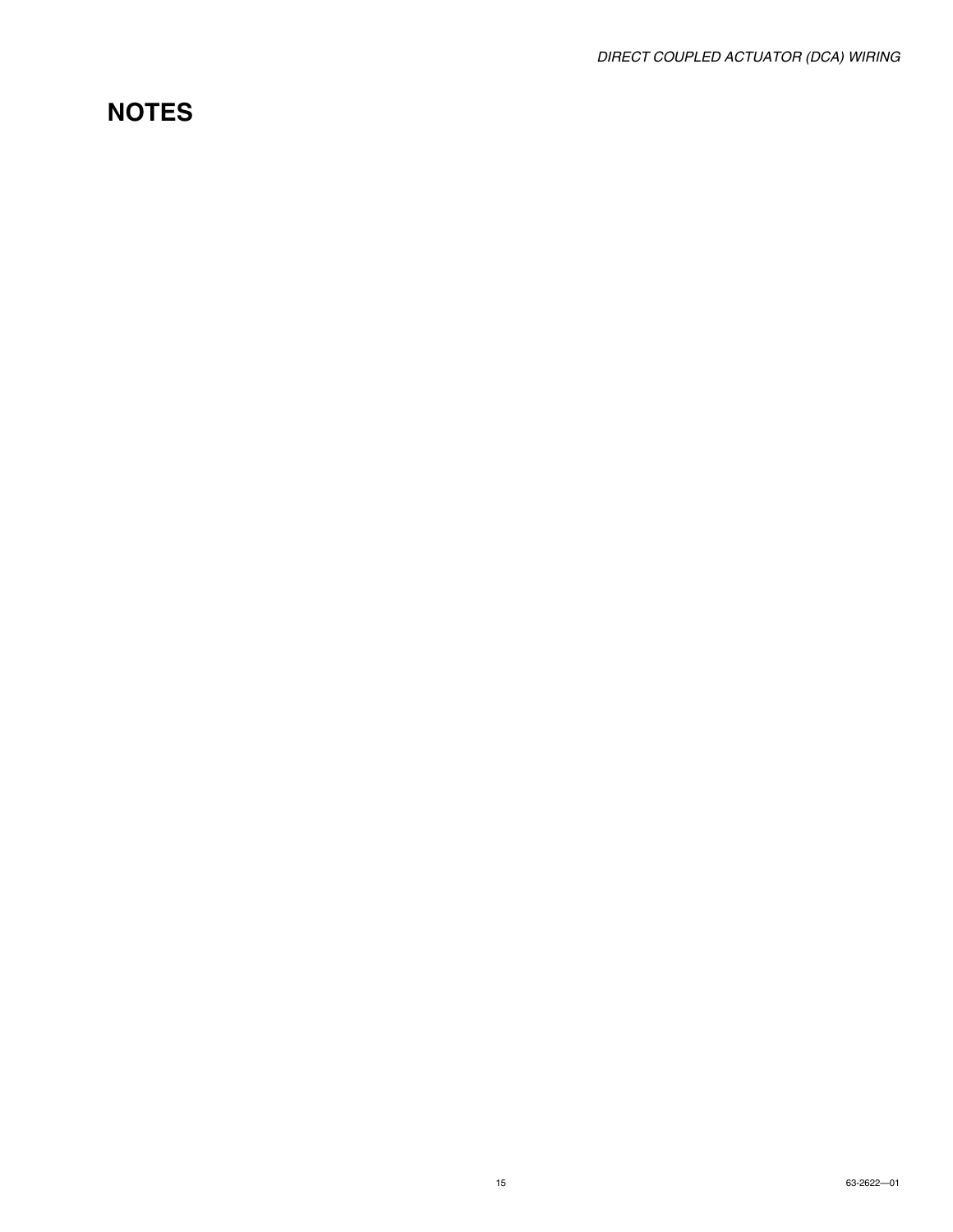# NOTES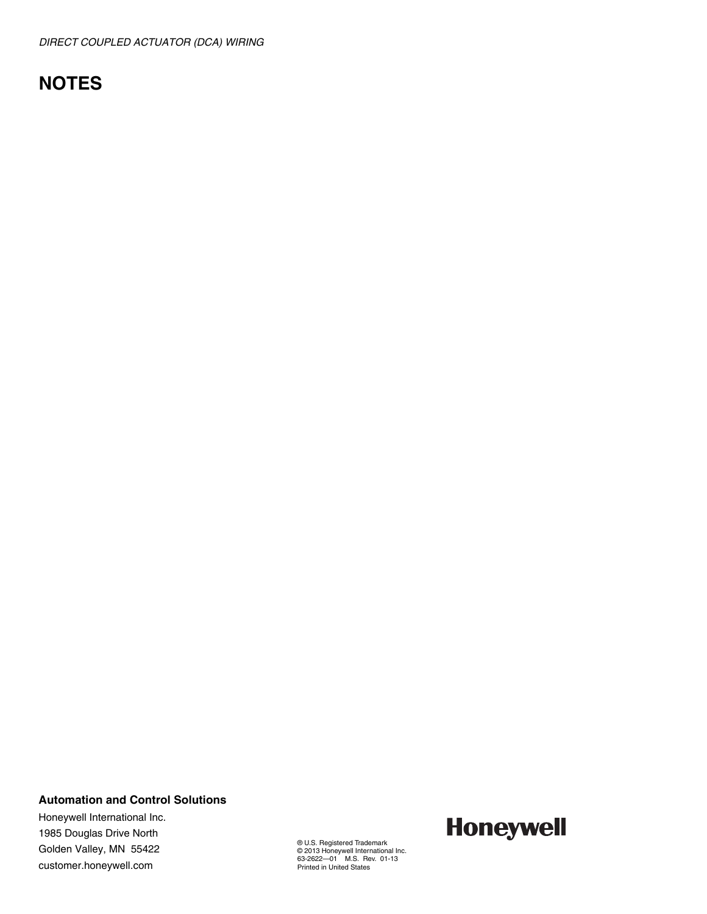## NOTES

**Automation and Control Solutions**

Honeywell International Inc.
1985 Douglas Drive North
Golden Valley, MN  55422
customer.honeywell.com

® U.S. Registered Trademark
© 2013 Honeywell International Inc.
63-2622—01    M.S.  Rev.  01-13
Printed in United States

**Honeywell**